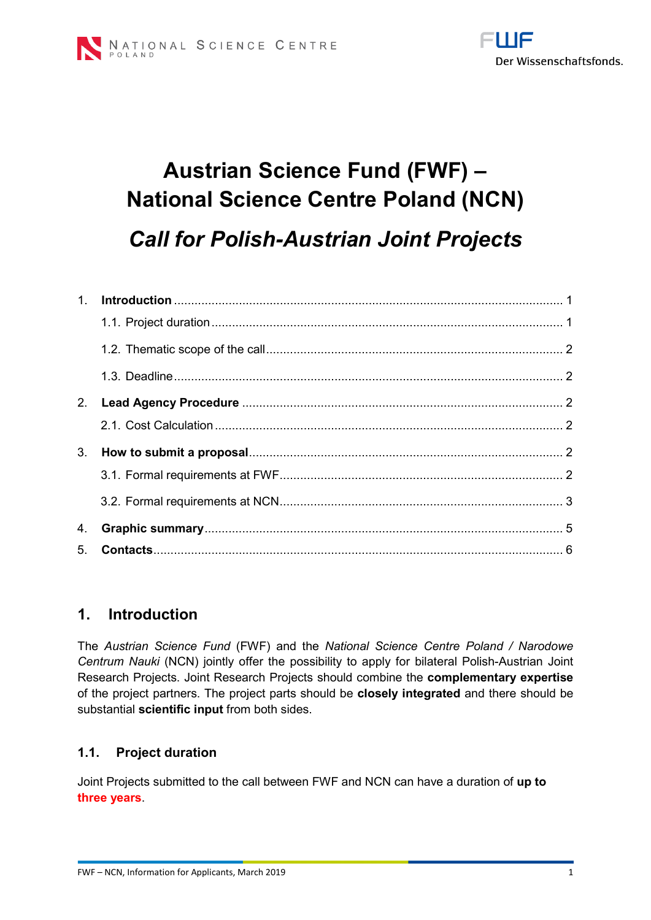NATIONAL SCIENCE CENTRE POLAND

FWF Der Wissenschaftsfonds.

# Austrian Science Fund (FWF) – National Science Centre Poland (NCN)

# *Call for Polish-Austrian Joint Projects*

1. **Introduction** ........ 1
   1.1. Project duration ........ 1
   1.2. Thematic scope of the call ........ 2
   1.3. Deadline ........ 2
2. **Lead Agency Procedure** ........ 2
   2.1. Cost Calculation ........ 2
3. **How to submit a proposal** ........ 2
   3.1. Formal requirements at FWF ........ 2
   3.2. Formal requirements at NCN ........ 3
4. **Graphic summary** ........ 5
5. **Contacts** ........ 6

## 1. Introduction

The *Austrian Science Fund* (FWF) and the *National Science Centre Poland / Narodowe Centrum Nauki* (NCN) jointly offer the possibility to apply for bilateral Polish-Austrian Joint Research Projects. Joint Research Projects should combine the **complementary expertise** of the project partners. The project parts should be **closely integrated** and there should be substantial **scientific input** from both sides.

### 1.1. Project duration

Joint Projects submitted to the call between FWF and NCN can have a duration of **up to three years**.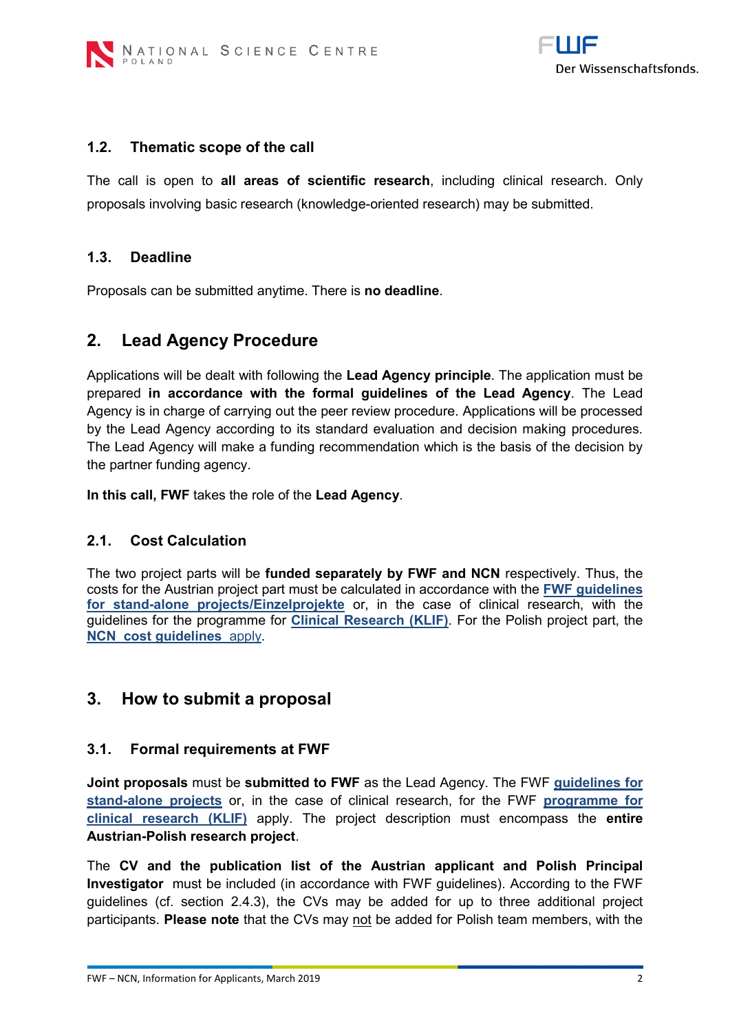### 1.2. Thematic scope of the call

The call is open to **all areas of scientific research**, including clinical research. Only proposals involving basic research (knowledge-oriented research) may be submitted.

### 1.3. Deadline

Proposals can be submitted anytime. There is **no deadline**.

## 2. Lead Agency Procedure

Applications will be dealt with following the **Lead Agency principle**. The application must be prepared **in accordance with the formal guidelines of the Lead Agency**. The Lead Agency is in charge of carrying out the peer review procedure. Applications will be processed by the Lead Agency according to its standard evaluation and decision making procedures. The Lead Agency will make a funding recommendation which is the basis of the decision by the partner funding agency.

**In this call, FWF** takes the role of the **Lead Agency**.

### 2.1. Cost Calculation

The two project parts will be **funded separately by FWF and NCN** respectively. Thus, the costs for the Austrian project part must be calculated in accordance with the **FWF guidelines for stand-alone projects/Einzelprojekte** or, in the case of clinical research, with the guidelines for the programme for **Clinical Research (KLIF)**. For the Polish project part, the **NCN cost guidelines** apply.

## 3. How to submit a proposal

### 3.1. Formal requirements at FWF

**Joint proposals** must be **submitted to FWF** as the Lead Agency. The FWF **guidelines for stand-alone projects** or, in the case of clinical research, for the FWF **programme for clinical research (KLIF)** apply. The project description must encompass the **entire Austrian-Polish research project**.

The **CV and the publication list of the Austrian applicant and Polish Principal Investigator** must be included (in accordance with FWF guidelines). According to the FWF guidelines (cf. section 2.4.3), the CVs may be added for up to three additional project participants. **Please note** that the CVs may not be added for Polish team members, with the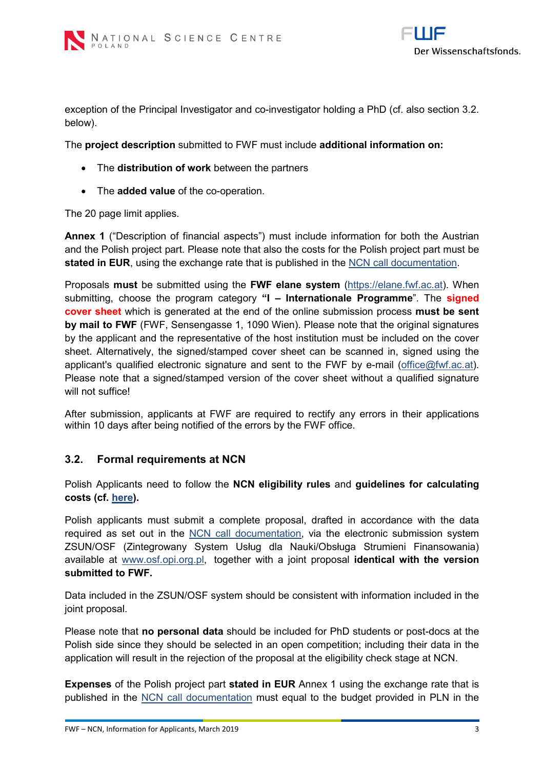exception of the Principal Investigator and co-investigator holding a PhD (cf. also section 3.2. below).

The **project description** submitted to FWF must include **additional information on:**

- The **distribution of work** between the partners
- The **added value** of the co-operation.

The 20 page limit applies.

**Annex 1** ("Description of financial aspects") must include information for both the Austrian and the Polish project part. Please note that also the costs for the Polish project part must be **stated in EUR**, using the exchange rate that is published in the NCN call documentation.

Proposals **must** be submitted using the **FWF elane system** (https://elane.fwf.ac.at). When submitting, choose the program category **"I – Internationale Programme**". The **signed cover sheet** which is generated at the end of the online submission process **must be sent by mail to FWF** (FWF, Sensengasse 1, 1090 Wien). Please note that the original signatures by the applicant and the representative of the host institution must be included on the cover sheet. Alternatively, the signed/stamped cover sheet can be scanned in, signed using the applicant's qualified electronic signature and sent to the FWF by e-mail (office@fwf.ac.at). Please note that a signed/stamped version of the cover sheet without a qualified signature will not suffice!

After submission, applicants at FWF are required to rectify any errors in their applications within 10 days after being notified of the errors by the FWF office.

## 3.2. Formal requirements at NCN

Polish Applicants need to follow the **NCN eligibility rules** and **guidelines for calculating costs (cf. here).**

Polish applicants must submit a complete proposal, drafted in accordance with the data required as set out in the NCN call documentation, via the electronic submission system ZSUN/OSF (Zintegrowany System Usług dla Nauki/Obsługa Strumieni Finansowania) available at www.osf.opi.org.pl, together with a joint proposal **identical with the version submitted to FWF.**

Data included in the ZSUN/OSF system should be consistent with information included in the joint proposal.

Please note that **no personal data** should be included for PhD students or post-docs at the Polish side since they should be selected in an open competition; including their data in the application will result in the rejection of the proposal at the eligibility check stage at NCN.

**Expenses** of the Polish project part **stated in EUR** Annex 1 using the exchange rate that is published in the NCN call documentation must equal to the budget provided in PLN in the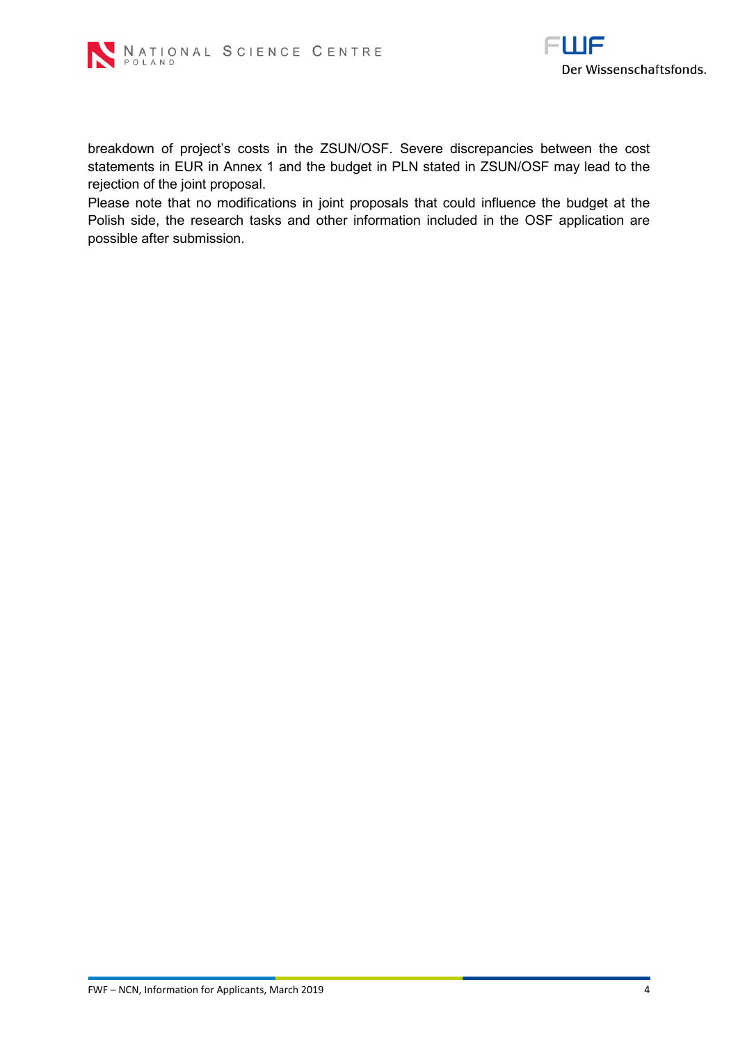breakdown of project's costs in the ZSUN/OSF. Severe discrepancies between the cost statements in EUR in Annex 1 and the budget in PLN stated in ZSUN/OSF may lead to the rejection of the joint proposal.

Please note that no modifications in joint proposals that could influence the budget at the Polish side, the research tasks and other information included in the OSF application are possible after submission.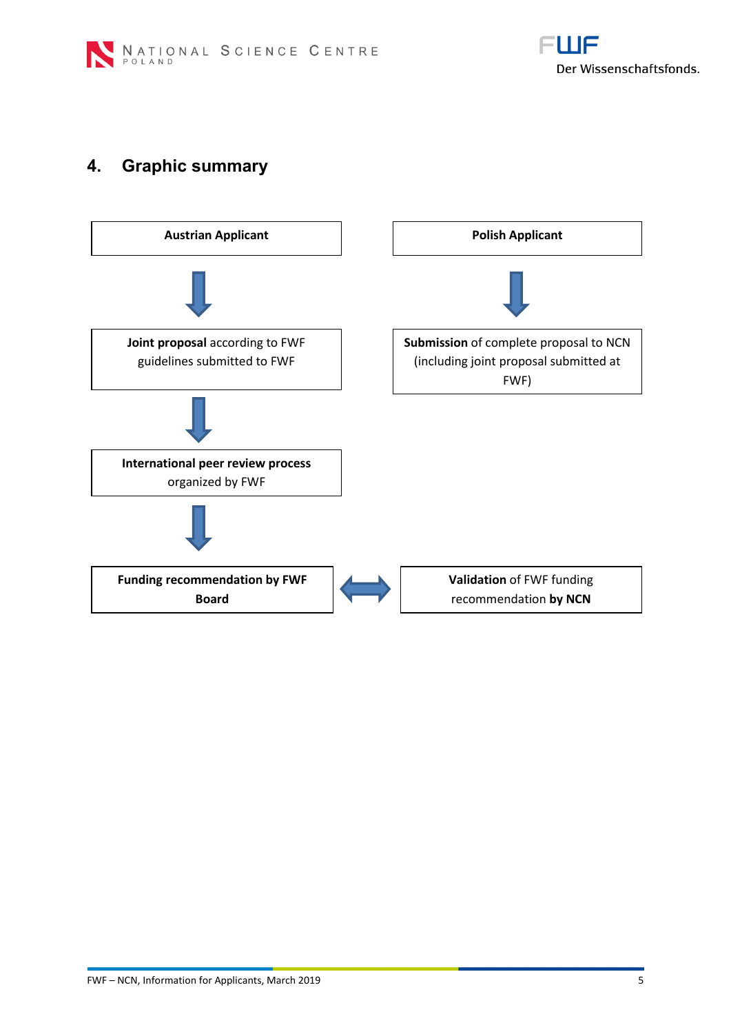## 4. Graphic summary

**Austrian Applicant**

↓

**Joint proposal** according to FWF guidelines submitted to FWF

↓

**International peer review process** organized by FWF

↓

**Funding recommendation by FWF Board**

↔

**Validation** of FWF funding recommendation **by NCN**

**Polish Applicant**

↓

**Submission** of complete proposal to NCN (including joint proposal submitted at FWF)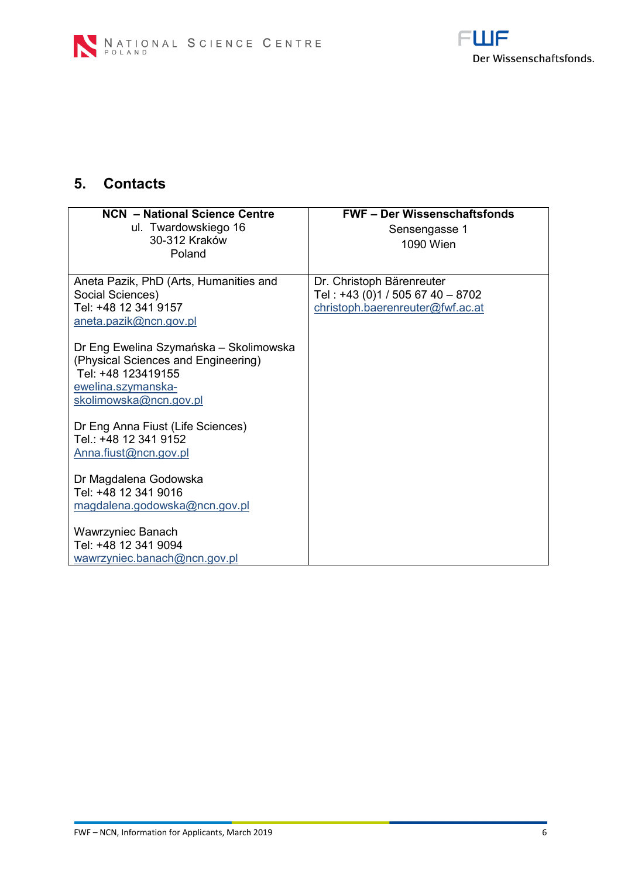## 5. Contacts

| **NCN – National Science Centre**<br>ul. Twardowskiego 16<br>30-312 Kraków<br>Poland | **FWF – Der Wissenschaftsfonds**<br>Sensengasse 1<br>1090 Wien |
|---|---|
| Aneta Pazik, PhD (Arts, Humanities and Social Sciences)<br>Tel: +48 12 341 9157<br>aneta.pazik@ncn.gov.pl<br><br>Dr Eng Ewelina Szymańska – Skolimowska (Physical Sciences and Engineering)<br>Tel: +48 123419155<br>ewelina.szymanska-skolimowska@ncn.gov.pl<br><br>Dr Eng Anna Fiust (Life Sciences)<br>Tel.: +48 12 341 9152<br>Anna.fiust@ncn.gov.pl<br><br>Dr Magdalena Godowska<br>Tel: +48 12 341 9016<br>magdalena.godowska@ncn.gov.pl<br><br>Wawrzyniec Banach<br>Tel: +48 12 341 9094<br>wawrzyniec.banach@ncn.gov.pl | Dr. Christoph Bärenreuter<br>Tel : +43 (0)1 / 505 67 40 – 8702<br>christoph.baerenreuter@fwf.ac.at |